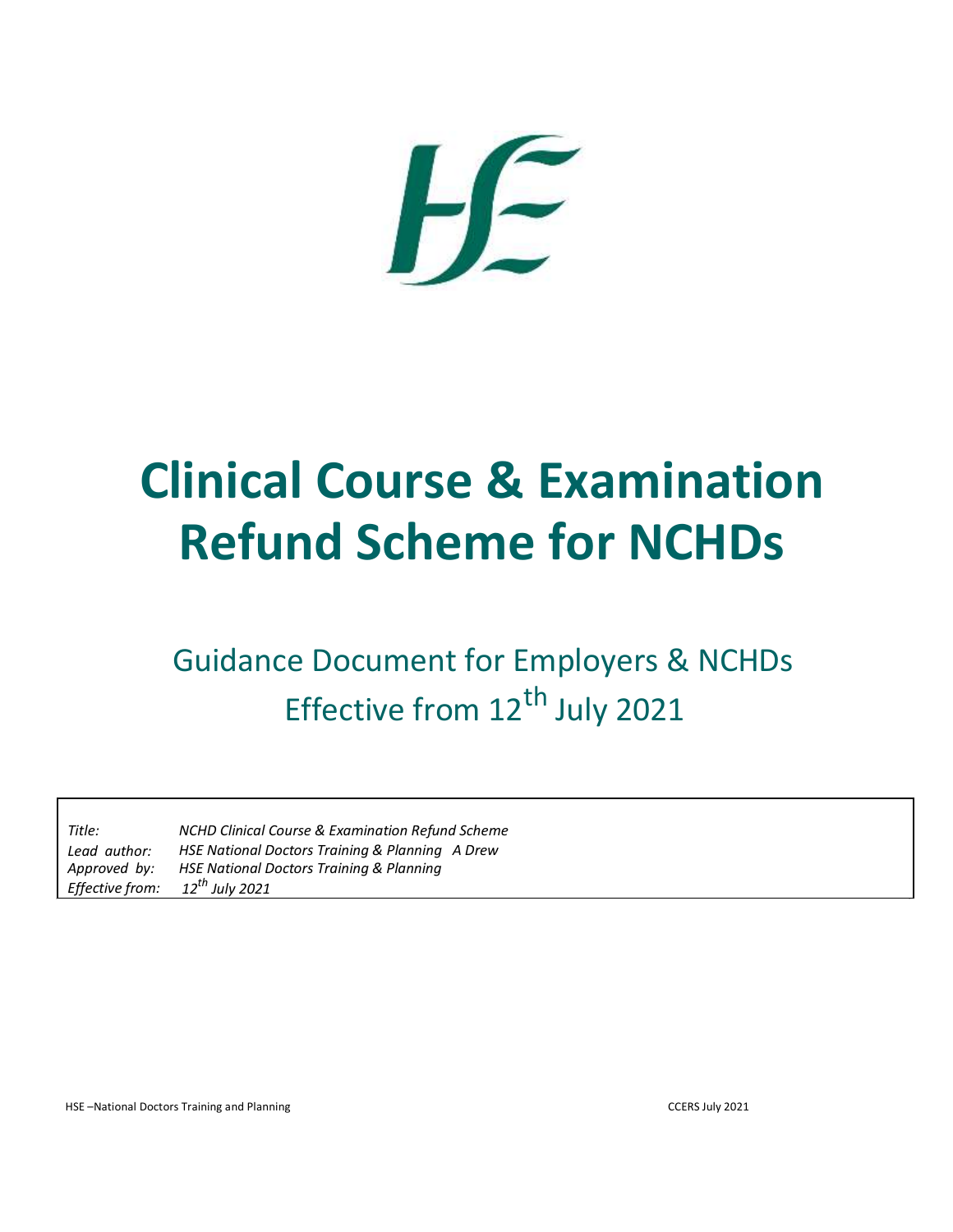# Clinical Course & Examination Refund Scheme for NCHDs

## Guidance Document for Employers & NCHDs
## Effective from 12th July 2021

*Title:* *NCHD Clinical Course & Examination Refund Scheme*
*Lead author:* *HSE National Doctors Training & Planning A Drew*
*Approved by:* *HSE National Doctors Training & Planning*
*Effective from:* *12th July 2021*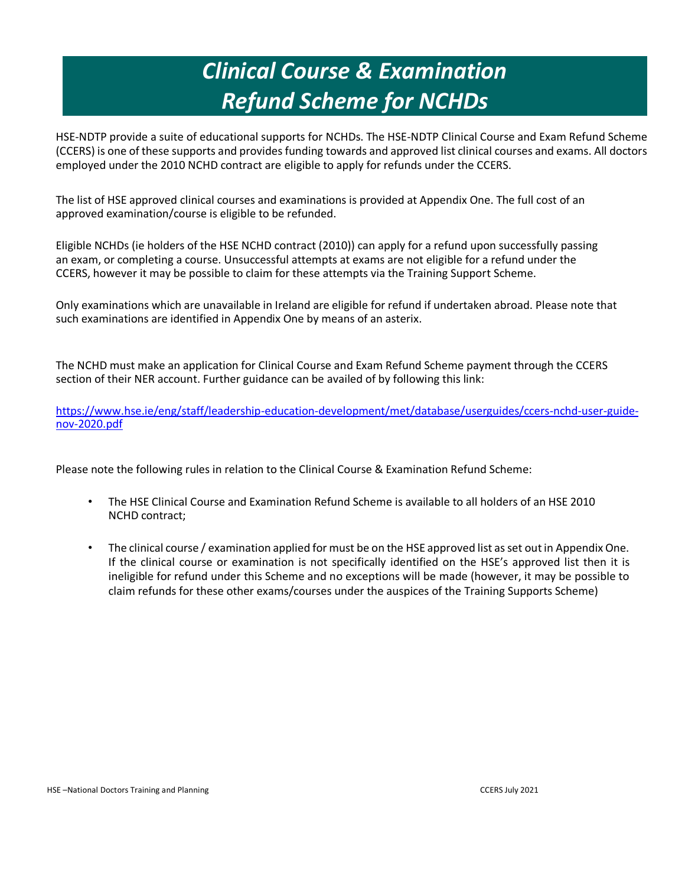# *Clinical Course & Examination Refund Scheme for NCHDs*

HSE-NDTP provide a suite of educational supports for NCHDs. The HSE-NDTP Clinical Course and Exam Refund Scheme (CCERS) is one of these supports and provides funding towards and approved list clinical courses and exams. All doctors employed under the 2010 NCHD contract are eligible to apply for refunds under the CCERS.

The list of HSE approved clinical courses and examinations is provided at Appendix One. The full cost of an approved examination/course is eligible to be refunded.

Eligible NCHDs (ie holders of the HSE NCHD contract (2010)) can apply for a refund upon successfully passing an exam, or completing a course. Unsuccessful attempts at exams are not eligible for a refund under the CCERS, however it may be possible to claim for these attempts via the Training Support Scheme.

Only examinations which are unavailable in Ireland are eligible for refund if undertaken abroad. Please note that such examinations are identified in Appendix One by means of an asterix.

The NCHD must make an application for Clinical Course and Exam Refund Scheme payment through the CCERS section of their NER account. Further guidance can be availed of by following this link:

[https://www.hse.ie/eng/staff/leadership-education-development/met/database/userguides/ccers-nchd-user-guide-nov-2020.pdf](https://www.hse.ie/eng/staff/leadership-education-development/met/database/userguides/ccers-nchd-user-guide-nov-2020.pdf)

Please note the following rules in relation to the Clinical Course & Examination Refund Scheme:

- The HSE Clinical Course and Examination Refund Scheme is available to all holders of an HSE 2010 NCHD contract;
- The clinical course / examination applied for must be on the HSE approved list as set out in Appendix One. If the clinical course or examination is not specifically identified on the HSE's approved list then it is ineligible for refund under this Scheme and no exceptions will be made (however, it may be possible to claim refunds for these other exams/courses under the auspices of the Training Supports Scheme)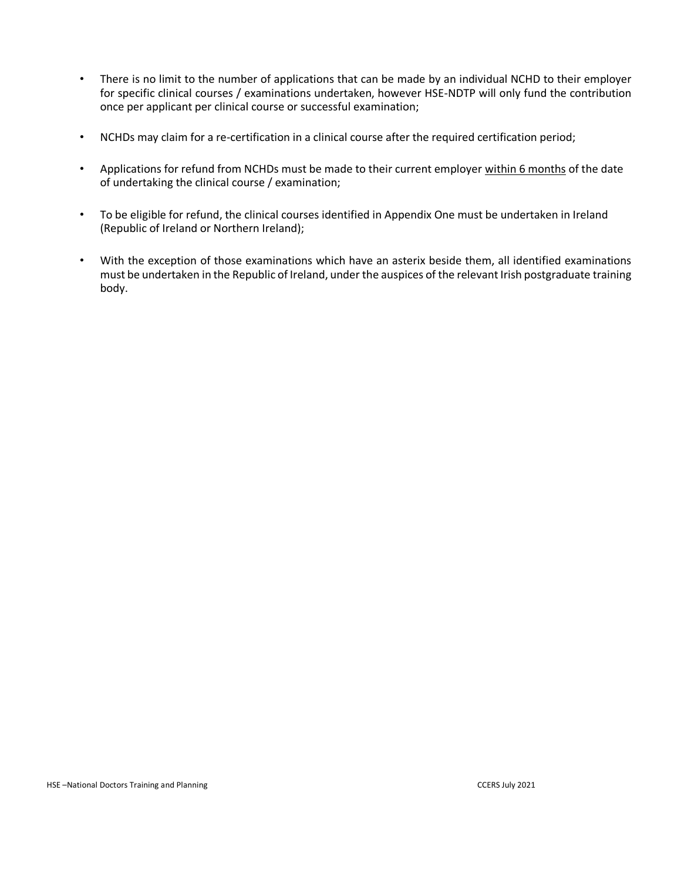- There is no limit to the number of applications that can be made by an individual NCHD to their employer for specific clinical courses / examinations undertaken, however HSE-NDTP will only fund the contribution once per applicant per clinical course or successful examination;

- NCHDs may claim for a re-certification in a clinical course after the required certification period;

- Applications for refund from NCHDs must be made to their current employer <u>within 6 months</u> of the date of undertaking the clinical course / examination;

- To be eligible for refund, the clinical courses identified in Appendix One must be undertaken in Ireland (Republic of Ireland or Northern Ireland);

- With the exception of those examinations which have an asterix beside them, all identified examinations must be undertaken in the Republic of Ireland, under the auspices of the relevant Irish postgraduate training body.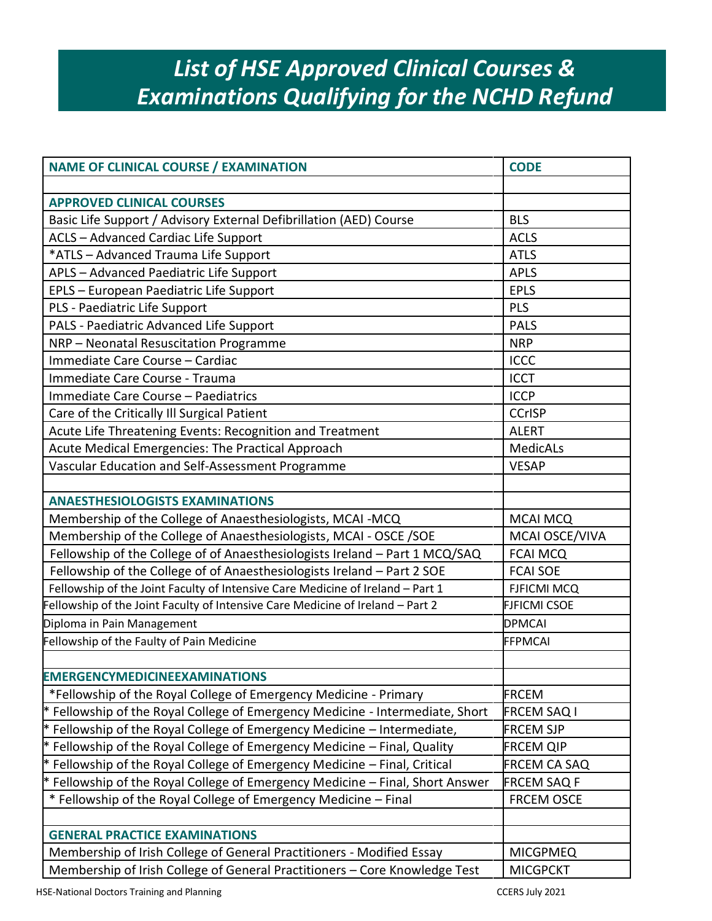# *List of HSE Approved Clinical Courses & Examinations Qualifying for the NCHD Refund*

| NAME OF CLINICAL COURSE / EXAMINATION | CODE |
|---|---|
| | |
| **APPROVED CLINICAL COURSES** | |
| Basic Life Support / Advisory External Defibrillation (AED) Course | BLS |
| ACLS – Advanced Cardiac Life Support | ACLS |
| *ATLS – Advanced Trauma Life Support | ATLS |
| APLS – Advanced Paediatric Life Support | APLS |
| EPLS – European Paediatric Life Support | EPLS |
| PLS - Paediatric Life Support | PLS |
| PALS - Paediatric Advanced Life Support | PALS |
| NRP – Neonatal Resuscitation Programme | NRP |
| Immediate Care Course – Cardiac | ICCC |
| Immediate Care Course - Trauma | ICCT |
| Immediate Care Course – Paediatrics | ICCP |
| Care of the Critically Ill Surgical Patient | CCrISP |
| Acute Life Threatening Events: Recognition and Treatment | ALERT |
| Acute Medical Emergencies: The Practical Approach | MedicALs |
| Vascular Education and Self-Assessment Programme | VESAP |
| | |
| **ANAESTHESIOLOGISTS EXAMINATIONS** | |
| Membership of the College of Anaesthesiologists, MCAI -MCQ | MCAI MCQ |
| Membership of the College of Anaesthesiologists, MCAI - OSCE /SOE | MCAI OSCE/VIVA |
| Fellowship of the College of of Anaesthesiologists Ireland – Part 1 MCQ/SAQ | FCAI MCQ |
| Fellowship of the College of of Anaesthesiologists Ireland – Part 2 SOE | FCAI SOE |
| Fellowship of the Joint Faculty of Intensive Care Medicine of Ireland – Part 1 | FJFICMI MCQ |
| Fellowship of the Joint Faculty of Intensive Care Medicine of Ireland – Part 2 | FJFICMI CSOE |
| Diploma in Pain Management | DPMCAI |
| Fellowship of the Faulty of Pain Medicine | FFPMCAI |
| | |
| **EMERGENCYMEDICINEEXAMINATIONS** | |
| *Fellowship of the Royal College of Emergency Medicine - Primary | FRCEM |
| * Fellowship of the Royal College of Emergency Medicine - Intermediate, Short | FRCEM SAQ I |
| * Fellowship of the Royal College of Emergency Medicine – Intermediate, | FRCEM SJP |
| * Fellowship of the Royal College of Emergency Medicine – Final, Quality | FRCEM QIP |
| * Fellowship of the Royal College of Emergency Medicine – Final, Critical | FRCEM CA SAQ |
| * Fellowship of the Royal College of Emergency Medicine – Final, Short Answer | FRCEM SAQ F |
| * Fellowship of the Royal College of Emergency Medicine – Final | FRCEM OSCE |
| | |
| **GENERAL PRACTICE EXAMINATIONS** | |
| Membership of Irish College of General Practitioners - Modified Essay | MICGPMEQ |
| Membership of Irish College of General Practitioners – Core Knowledge Test | MICGPCKT |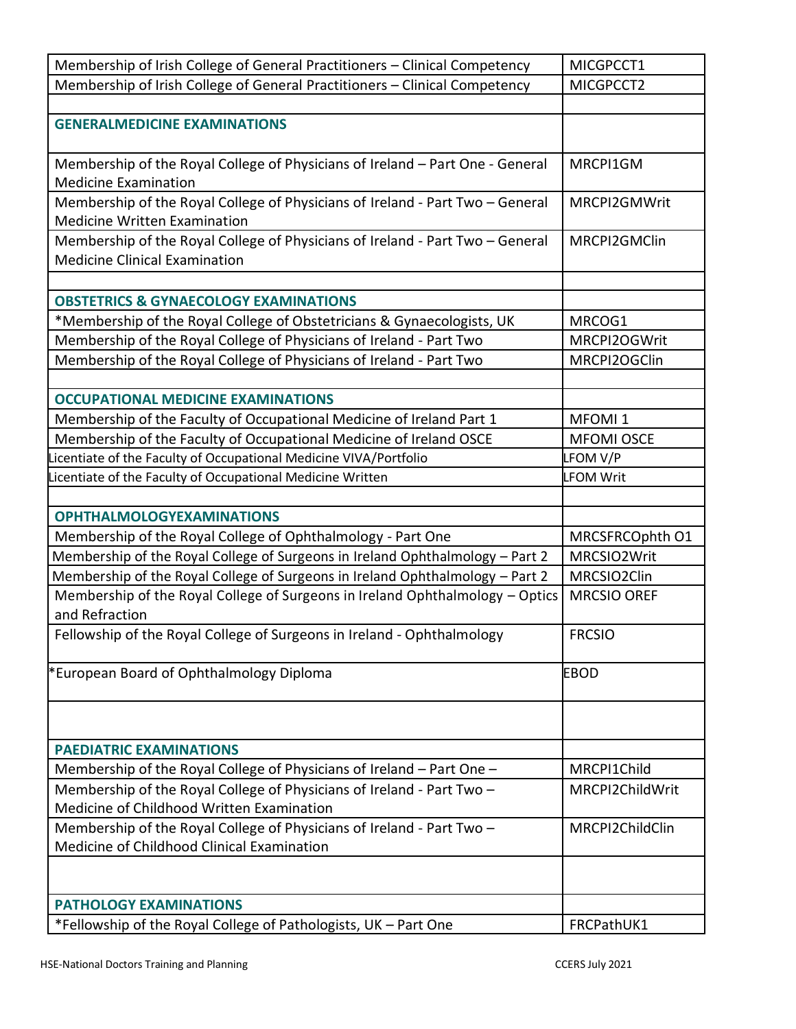| | |
|---|---|
| Membership of Irish College of General Practitioners – Clinical Competency | MICGPCCT1 |
| Membership of Irish College of General Practitioners – Clinical Competency | MICGPCCT2 |
| | |
| **GENERALMEDICINE EXAMINATIONS** | |
| Membership of the Royal College of Physicians of Ireland – Part One - General Medicine Examination | MRCPI1GM |
| Membership of the Royal College of Physicians of Ireland - Part Two – General Medicine Written Examination | MRCPI2GMWrit |
| Membership of the Royal College of Physicians of Ireland - Part Two – General Medicine Clinical Examination | MRCPI2GMClin |
| | |
| **OBSTETRICS & GYNAECOLOGY EXAMINATIONS** | |
| *Membership of the Royal College of Obstetricians & Gynaecologists, UK | MRCOG1 |
| Membership of the Royal College of Physicians of Ireland - Part Two | MRCPI2OGWrit |
| Membership of the Royal College of Physicians of Ireland - Part Two | MRCPI2OGClin |
| | |
| **OCCUPATIONAL MEDICINE EXAMINATIONS** | |
| Membership of the Faculty of Occupational Medicine of Ireland Part 1 | MFOMI 1 |
| Membership of the Faculty of Occupational Medicine of Ireland OSCE | MFOMI OSCE |
| Licentiate of the Faculty of Occupational Medicine VIVA/Portfolio | LFOM V/P |
| Licentiate of the Faculty of Occupational Medicine Written | LFOM Writ |
| | |
| **OPHTHALMOLOGYEXAMINATIONS** | |
| Membership of the Royal College of Ophthalmology - Part One | MRCSFRCOphth O1 |
| Membership of the Royal College of Surgeons in Ireland Ophthalmology – Part 2 | MRCSIO2Writ |
| Membership of the Royal College of Surgeons in Ireland Ophthalmology – Part 2 | MRCSIO2Clin |
| Membership of the Royal College of Surgeons in Ireland Ophthalmology – Optics and Refraction | MRCSIO OREF |
| Fellowship of the Royal College of Surgeons in Ireland - Ophthalmology | FRCSIO |
| *European Board of Ophthalmology Diploma | EBOD |
| | |
| **PAEDIATRIC EXAMINATIONS** | |
| Membership of the Royal College of Physicians of Ireland – Part One – | MRCPI1Child |
| Membership of the Royal College of Physicians of Ireland - Part Two – Medicine of Childhood Written Examination | MRCPI2ChildWrit |
| Membership of the Royal College of Physicians of Ireland - Part Two – Medicine of Childhood Clinical Examination | MRCPI2ChildClin |
| | |
| **PATHOLOGY EXAMINATIONS** | |
| *Fellowship of the Royal College of Pathologists, UK – Part One | FRCPathUK1 |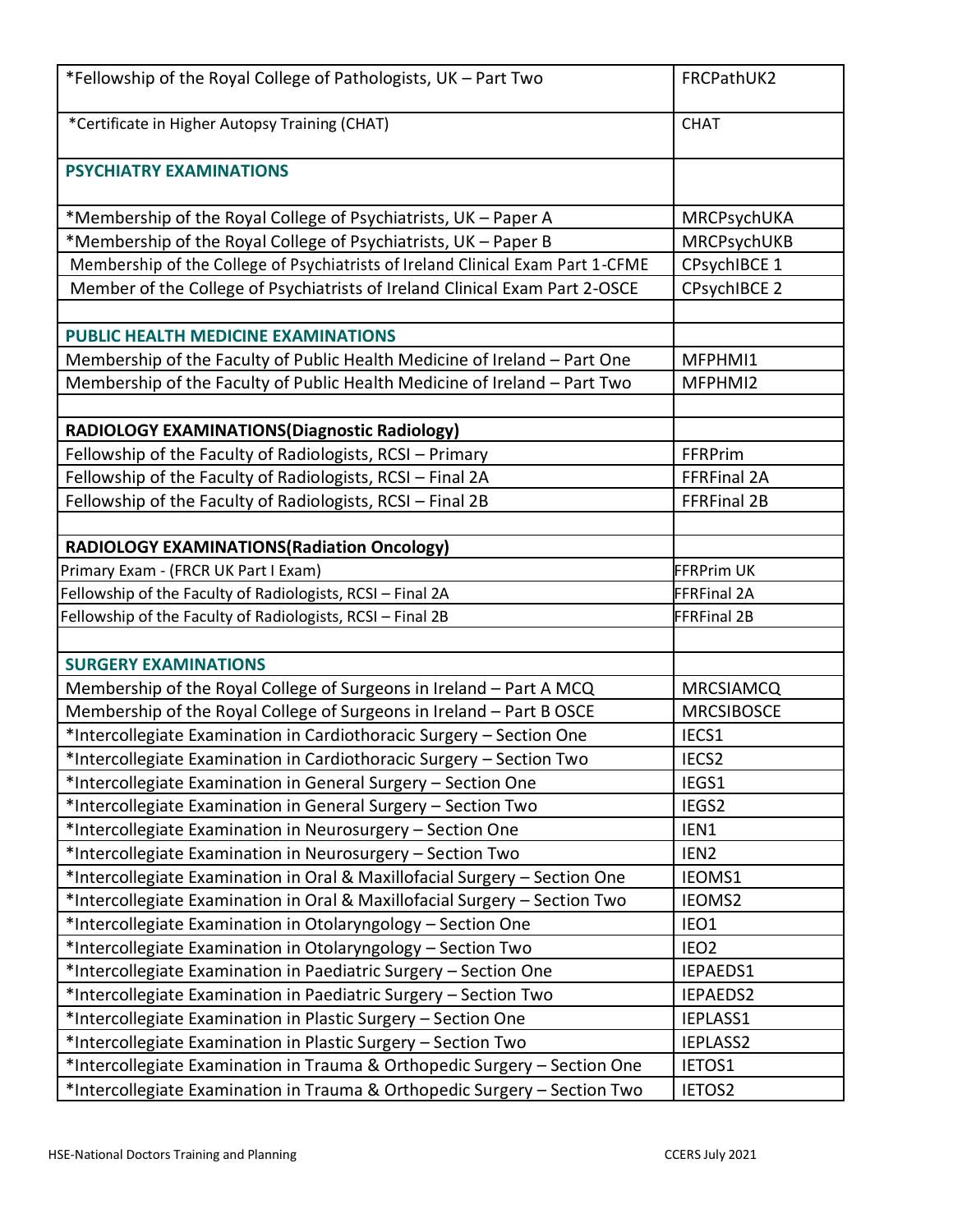| | |
|---|---|
| *Fellowship of the Royal College of Pathologists, UK – Part Two | FRCPathUK2 |
| *Certificate in Higher Autopsy Training (CHAT) | CHAT |
| **PSYCHIATRY EXAMINATIONS** | |
| *Membership of the Royal College of Psychiatrists, UK – Paper A | MRCPsychUKA |
| *Membership of the Royal College of Psychiatrists, UK – Paper B | MRCPsychUKB |
| Membership of the College of Psychiatrists of Ireland Clinical Exam Part 1-CFME | CPsychIBCE 1 |
| Member of the College of Psychiatrists of Ireland Clinical Exam Part 2-OSCE | CPsychIBCE 2 |
| | |
| **PUBLIC HEALTH MEDICINE EXAMINATIONS** | |
| Membership of the Faculty of Public Health Medicine of Ireland – Part One | MFPHMI1 |
| Membership of the Faculty of Public Health Medicine of Ireland – Part Two | MFPHMI2 |
| | |
| **RADIOLOGY EXAMINATIONS(Diagnostic Radiology)** | |
| Fellowship of the Faculty of Radiologists, RCSI – Primary | FFRPrim |
| Fellowship of the Faculty of Radiologists, RCSI – Final 2A | FFRFinal 2A |
| Fellowship of the Faculty of Radiologists, RCSI – Final 2B | FFRFinal 2B |
| | |
| **RADIOLOGY EXAMINATIONS(Radiation Oncology)** | |
| Primary Exam - (FRCR UK Part I Exam) | FFRPrim UK |
| Fellowship of the Faculty of Radiologists, RCSI – Final 2A | FFRFinal 2A |
| Fellowship of the Faculty of Radiologists, RCSI – Final 2B | FFRFinal 2B |
| | |
| **SURGERY EXAMINATIONS** | |
| Membership of the Royal College of Surgeons in Ireland – Part A MCQ | MRCSIAMCQ |
| Membership of the Royal College of Surgeons in Ireland – Part B OSCE | MRCSIBOSCE |
| *Intercollegiate Examination in Cardiothoracic Surgery – Section One | IECS1 |
| *Intercollegiate Examination in Cardiothoracic Surgery – Section Two | IECS2 |
| *Intercollegiate Examination in General Surgery – Section One | IEGS1 |
| *Intercollegiate Examination in General Surgery – Section Two | IEGS2 |
| *Intercollegiate Examination in Neurosurgery – Section One | IEN1 |
| *Intercollegiate Examination in Neurosurgery – Section Two | IEN2 |
| *Intercollegiate Examination in Oral & Maxillofacial Surgery – Section One | IEOMS1 |
| *Intercollegiate Examination in Oral & Maxillofacial Surgery – Section Two | IEOMS2 |
| *Intercollegiate Examination in Otolaryngology – Section One | IEO1 |
| *Intercollegiate Examination in Otolaryngology – Section Two | IEO2 |
| *Intercollegiate Examination in Paediatric Surgery – Section One | IEPAEDS1 |
| *Intercollegiate Examination in Paediatric Surgery – Section Two | IEPAEDS2 |
| *Intercollegiate Examination in Plastic Surgery – Section One | IEPLASS1 |
| *Intercollegiate Examination in Plastic Surgery – Section Two | IEPLASS2 |
| *Intercollegiate Examination in Trauma & Orthopedic Surgery – Section One | IETOS1 |
| *Intercollegiate Examination in Trauma & Orthopedic Surgery – Section Two | IETOS2 |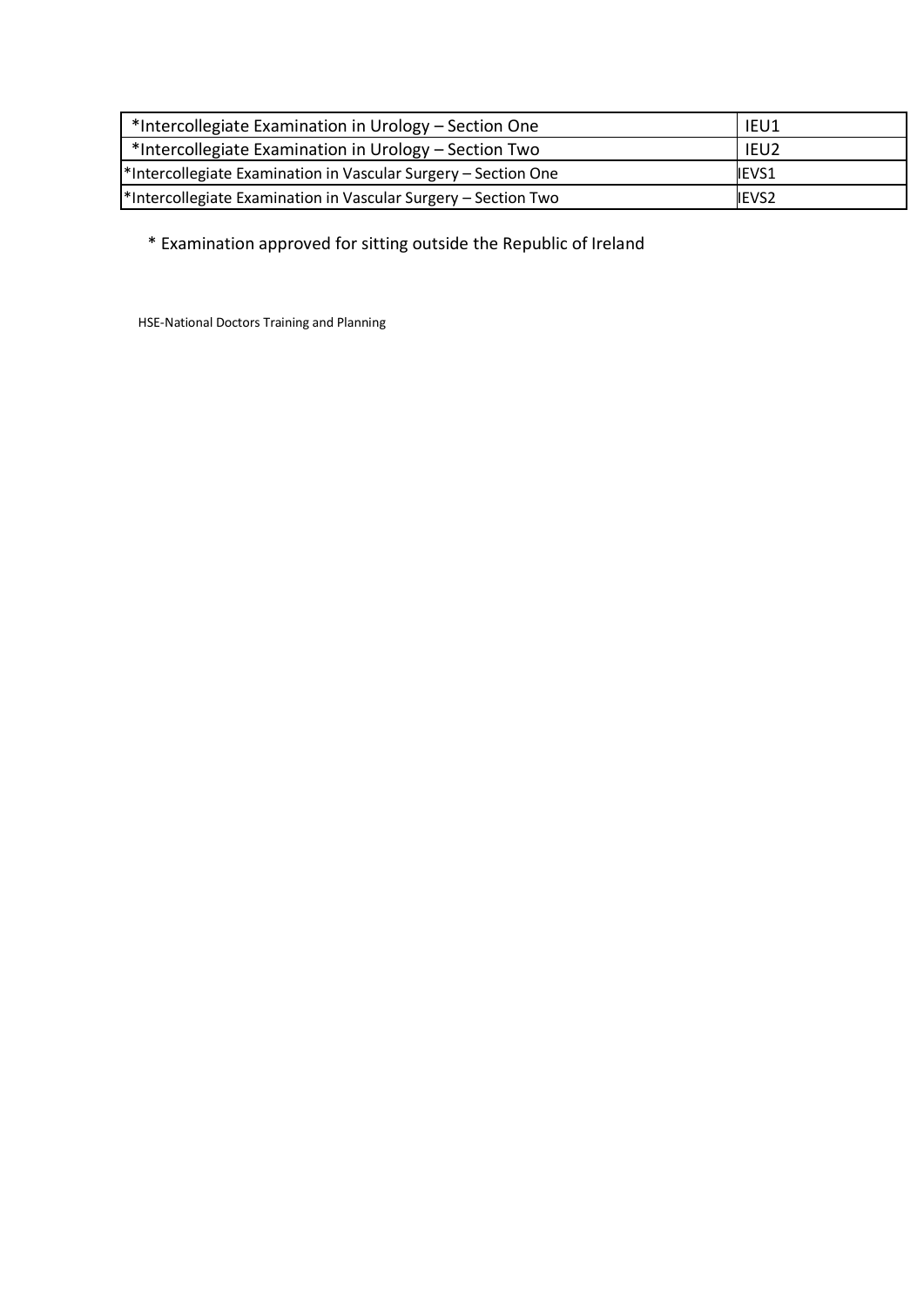| | |
|---|---|
| *Intercollegiate Examination in Urology – Section One | IEU1 |
| *Intercollegiate Examination in Urology – Section Two | IEU2 |
| *Intercollegiate Examination in Vascular Surgery – Section One | IEVS1 |
| *Intercollegiate Examination in Vascular Surgery – Section Two | IEVS2 |

\* Examination approved for sitting outside the Republic of Ireland

HSE-National Doctors Training and Planning